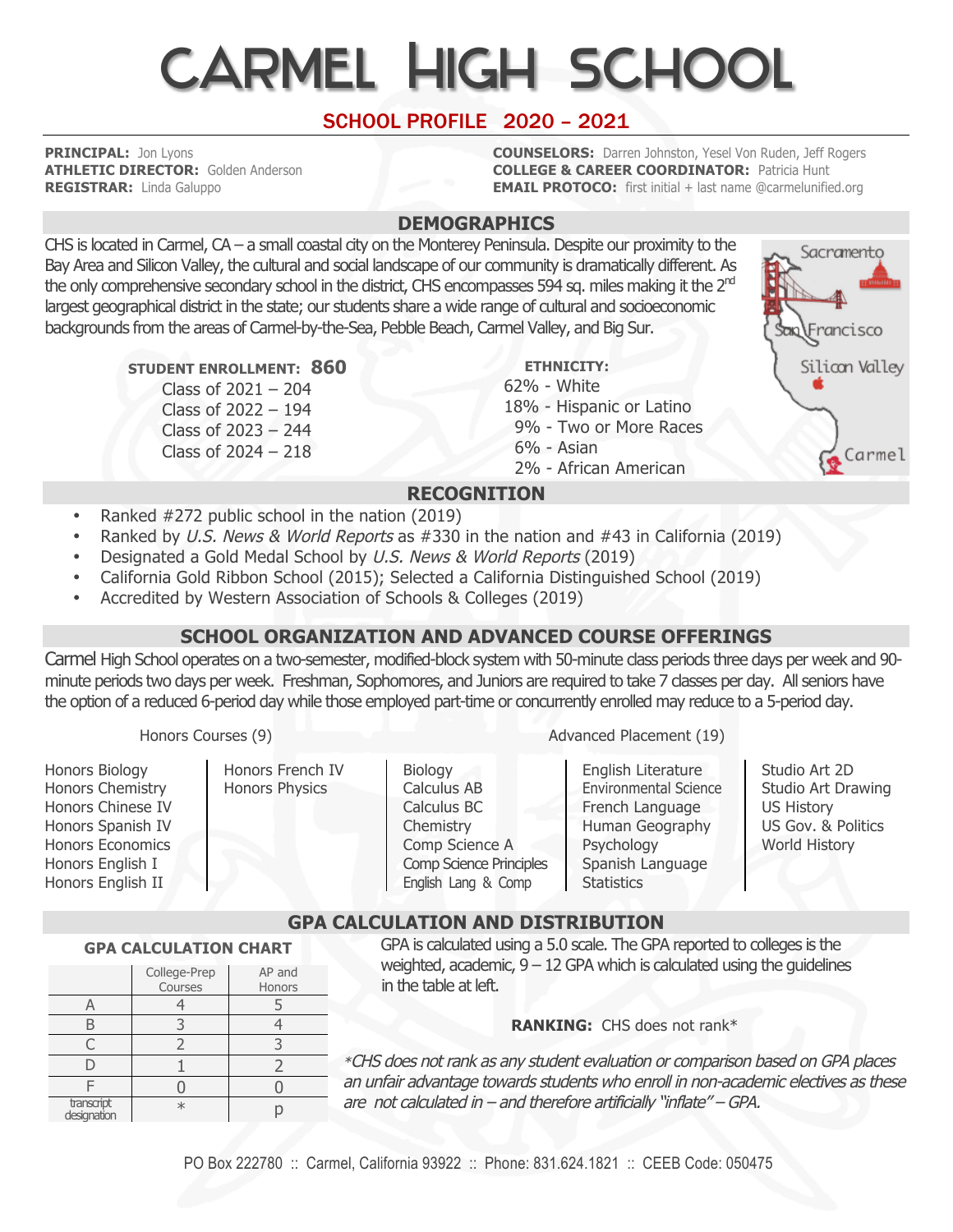# CARMEL HIGH SCHOOL

## SCHOOL PROFILE 2020 – 2021

**PRINCIPAL:** Jon Lyons
**ATHLETIC DIRECTOR:** Golden Anderson
**REGISTRAR:** Linda Galuppo

**COUNSELORS:** Darren Johnston, Yesel Von Ruden, Jeff Rogers
**COLLEGE & CAREER COORDINATOR:** Patricia Hunt
**EMAIL PROTOCO:** first initial + last name @carmelunified.org

## DEMOGRAPHICS

CHS is located in Carmel, CA – a small coastal city on the Monterey Peninsula. Despite our proximity to the Bay Area and Silicon Valley, the cultural and social landscape of our community is dramatically different. As the only comprehensive secondary school in the district, CHS encompasses 594 sq. miles making it the 2nd largest geographical district in the state; our students share a wide range of cultural and socioeconomic backgrounds from the areas of Carmel-by-the-Sea, Pebble Beach, Carmel Valley, and Big Sur.

**STUDENT ENROLLMENT: 860**

- Class of 2021 – 204
- Class of 2022 – 194
- Class of 2023 – 244
- Class of 2024 – 218

**ETHNICITY:**

- 62% - White
- 18% - Hispanic or Latino
- 9% - Two or More Races
- 6% - Asian
- 2% - African American

Sacramento
San Francisco
Silicon Valley
Carmel

## RECOGNITION

- Ranked #272 public school in the nation (2019)
- Ranked by *U.S. News & World Reports* as #330 in the nation and #43 in California (2019)
- Designated a Gold Medal School by *U.S. News & World Reports* (2019)
- California Gold Ribbon School (2015); Selected a California Distinguished School (2019)
- Accredited by Western Association of Schools & Colleges (2019)

## SCHOOL ORGANIZATION AND ADVANCED COURSE OFFERINGS

Carmel High School operates on a two-semester, modified-block system with 50-minute class periods three days per week and 90-minute periods two days per week. Freshman, Sophomores, and Juniors are required to take 7 classes per day. All seniors have the option of a reduced 6-period day while those employed part-time or concurrently enrolled may reduce to a 5-period day.

**Honors Courses (9)**

- Honors Biology
- Honors Chemistry
- Honors Chinese IV
- Honors Spanish IV
- Honors Economics
- Honors English I
- Honors English II
- Honors French IV
- Honors Physics

**Advanced Placement (19)**

- Biology
- Calculus AB
- Calculus BC
- Chemistry
- Comp Science A
- Comp Science Principles
- English Lang & Comp
- English Literature
- Environmental Science
- French Language
- Human Geography
- Psychology
- Spanish Language
- Statistics
- Studio Art 2D
- Studio Art Drawing
- US History
- US Gov. & Politics
- World History

## GPA CALCULATION AND DISTRIBUTION

**GPA CALCULATION CHART**

| | College-Prep Courses | AP and Honors |
|---|---|---|
| A | 4 | 5 |
| B | 3 | 4 |
| C | 2 | 3 |
| D | 1 | 2 |
| F | 0 | 0 |
| transcript designation | * | p |

GPA is calculated using a 5.0 scale. The GPA reported to colleges is the weighted, academic, 9 – 12 GPA which is calculated using the guidelines in the table at left.

**RANKING:** CHS does not rank*

*\*CHS does not rank as any student evaluation or comparison based on GPA places an unfair advantage towards students who enroll in non-academic electives as these are not calculated in – and therefore artificially "inflate" – GPA.*

PO Box 222780 :: Carmel, California 93922 :: Phone: 831.624.1821 :: CEEB Code: 050475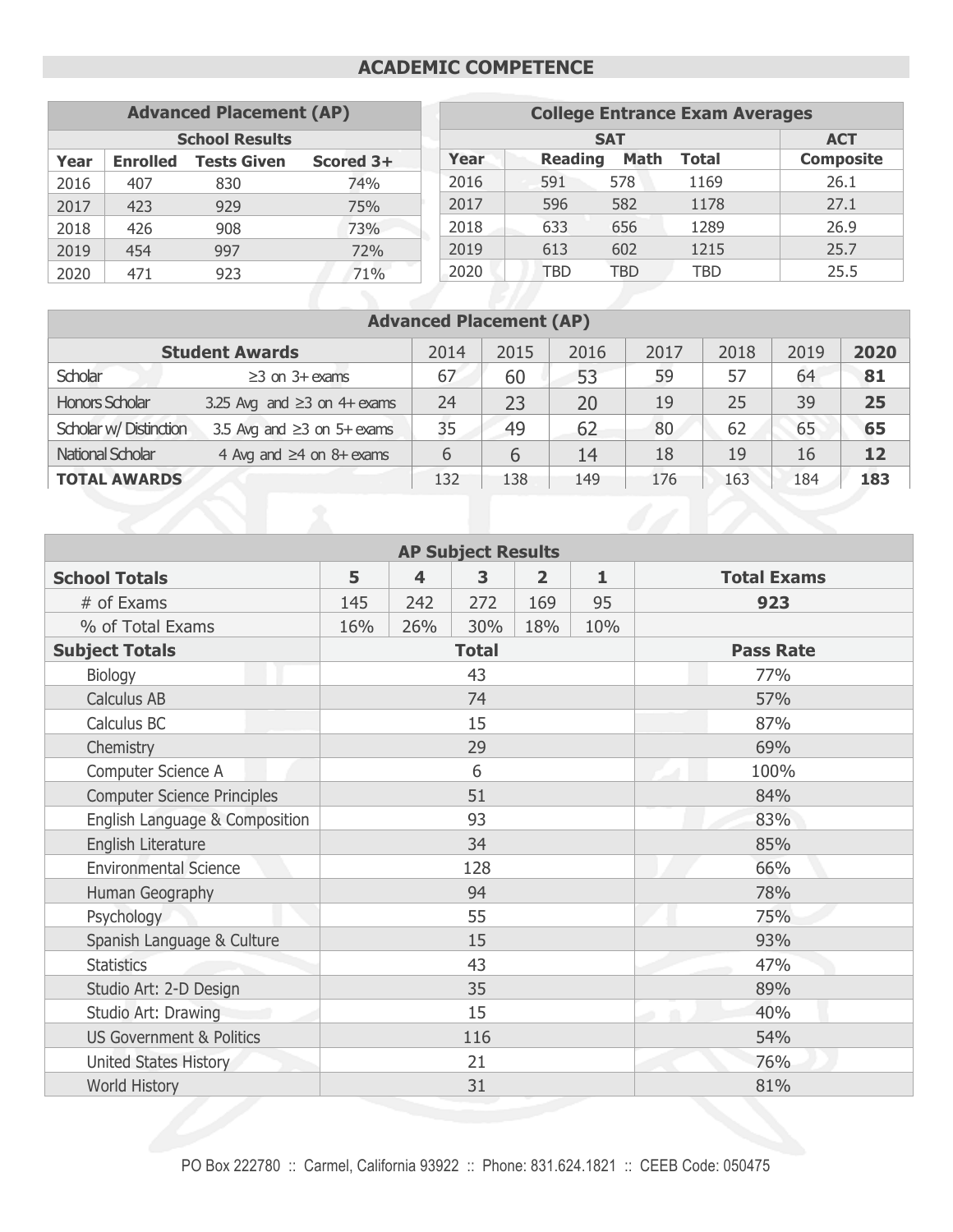## ACADEMIC COMPETENCE

| Advanced Placement (AP) | | | |
|---|---|---|---|
| School Results | | | |
| Year | Enrolled | Tests Given | Scored 3+ |
| 2016 | 407 | 830 | 74% |
| 2017 | 423 | 929 | 75% |
| 2018 | 426 | 908 | 73% |
| 2019 | 454 | 997 | 72% |
| 2020 | 471 | 923 | 71% |

| College Entrance Exam Averages | | | | |
|---|---|---|---|---|
| | SAT | | | ACT |
| Year | Reading | Math | Total | Composite |
| 2016 | 591 | 578 | 1169 | 26.1 |
| 2017 | 596 | 582 | 1178 | 27.1 |
| 2018 | 633 | 656 | 1289 | 26.9 |
| 2019 | 613 | 602 | 1215 | 25.7 |
| 2020 | TBD | TBD | TBD | 25.5 |

| Advanced Placement (AP) | | | | | | | | |
|---|---|---|---|---|---|---|---|---|
| Student Awards | | 2014 | 2015 | 2016 | 2017 | 2018 | 2019 | **2020** |
| Scholar | ≥3 on 3+ exams | 67 | 60 | 53 | 59 | 57 | 64 | **81** |
| Honors Scholar | 3.25 Avg and ≥3 on 4+ exams | 24 | 23 | 20 | 19 | 25 | 39 | **25** |
| Scholar w/ Distinction | 3.5 Avg and ≥3 on 5+ exams | 35 | 49 | 62 | 80 | 62 | 65 | **65** |
| National Scholar | 4 Avg and ≥4 on 8+ exams | 6 | 6 | 14 | 18 | 19 | 16 | **12** |
| **TOTAL AWARDS** | | 132 | 138 | 149 | 176 | 163 | 184 | **183** |

| AP Subject Results | | | | | | |
|---|---|---|---|---|---|---|
| **School Totals** | **5** | **4** | **3** | **2** | **1** | **Total Exams** |
| # of Exams | 145 | 242 | 272 | 169 | 95 | **923** |
| % of Total Exams | 16% | 26% | 30% | 18% | 10% | |
| **Subject Totals** | **Total** | | | | | **Pass Rate** |
| Biology | 43 | | | | | 77% |
| Calculus AB | 74 | | | | | 57% |
| Calculus BC | 15 | | | | | 87% |
| Chemistry | 29 | | | | | 69% |
| Computer Science A | 6 | | | | | 100% |
| Computer Science Principles | 51 | | | | | 84% |
| English Language & Composition | 93 | | | | | 83% |
| English Literature | 34 | | | | | 85% |
| Environmental Science | 128 | | | | | 66% |
| Human Geography | 94 | | | | | 78% |
| Psychology | 55 | | | | | 75% |
| Spanish Language & Culture | 15 | | | | | 93% |
| Statistics | 43 | | | | | 47% |
| Studio Art: 2-D Design | 35 | | | | | 89% |
| Studio Art: Drawing | 15 | | | | | 40% |
| US Government & Politics | 116 | | | | | 54% |
| United States History | 21 | | | | | 76% |
| World History | 31 | | | | | 81% |

PO Box 222780 :: Carmel, California 93922 :: Phone: 831.624.1821 :: CEEB Code: 050475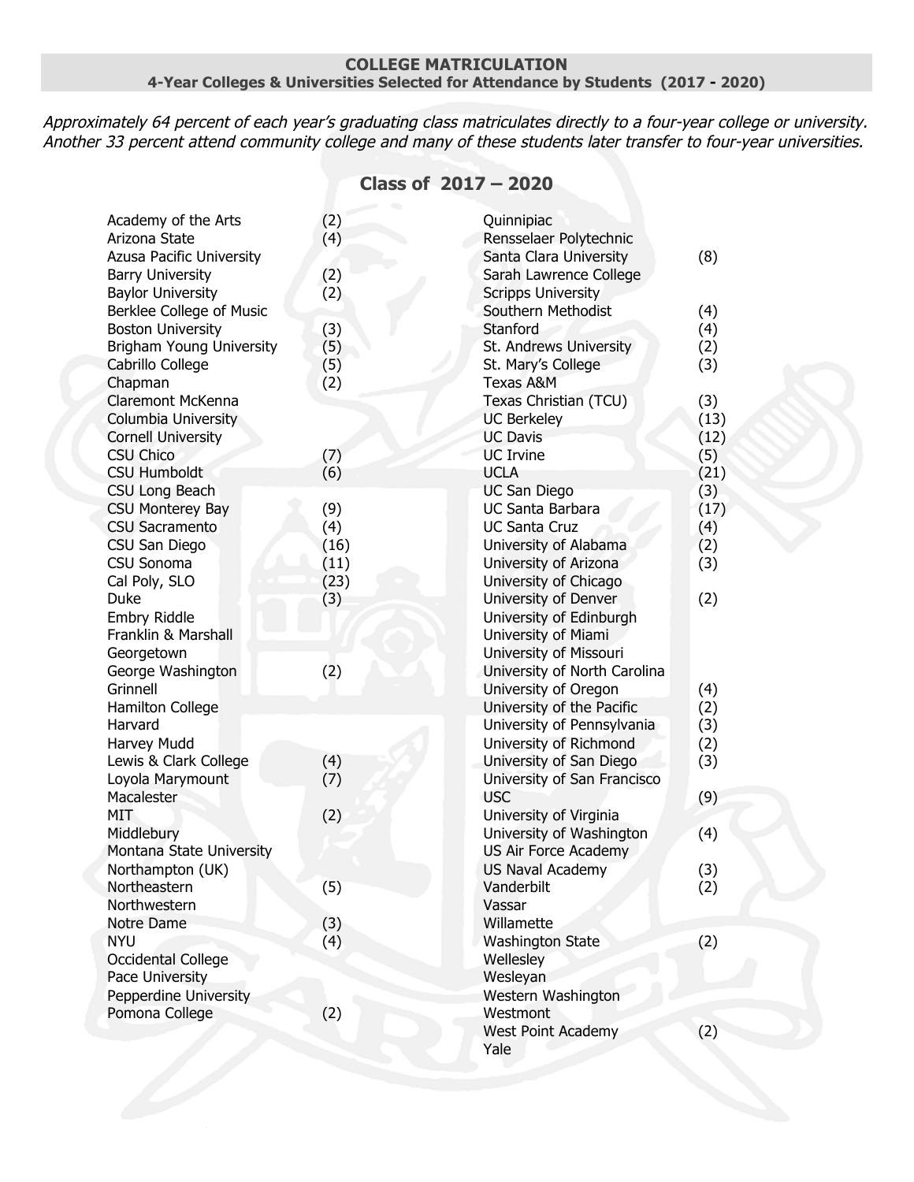## COLLEGE MATRICULATION

### 4-Year Colleges & Universities Selected for Attendance by Students (2017 - 2020)

*Approximately 64 percent of each year's graduating class matriculates directly to a four-year college or university. Another 33 percent attend community college and many of these students later transfer to four-year universities.*

## Class of 2017 – 2020

| | |
|---|---|
| Academy of the Arts | (2) |
| Arizona State | (4) |
| Azusa Pacific University | |
| Barry University | (2) |
| Baylor University | (2) |
| Berklee College of Music | |
| Boston University | (3) |
| Brigham Young University | (5) |
| Cabrillo College | (5) |
| Chapman | (2) |
| Claremont McKenna | |
| Columbia University | |
| Cornell University | |
| CSU Chico | (7) |
| CSU Humboldt | (6) |
| CSU Long Beach | |
| CSU Monterey Bay | (9) |
| CSU Sacramento | (4) |
| CSU San Diego | (16) |
| CSU Sonoma | (11) |
| Cal Poly, SLO | (23) |
| Duke | (3) |
| Embry Riddle | |
| Franklin & Marshall | |
| Georgetown | |
| George Washington | (2) |
| Grinnell | |
| Hamilton College | |
| Harvard | |
| Harvey Mudd | |
| Lewis & Clark College | (4) |
| Loyola Marymount | (7) |
| Macalester | |
| MIT | (2) |
| Middlebury | |
| Montana State University | |
| Northampton (UK) | |
| Northeastern | (5) |
| Northwestern | |
| Notre Dame | (3) |
| NYU | (4) |
| Occidental College | |
| Pace University | |
| Pepperdine University | |
| Pomona College | (2) |
| Quinnipiac | |
| Rensselaer Polytechnic | |
| Santa Clara University | (8) |
| Sarah Lawrence College | |
| Scripps University | |
| Southern Methodist | (4) |
| Stanford | (4) |
| St. Andrews University | (2) |
| St. Mary's College | (3) |
| Texas A&M | |
| Texas Christian (TCU) | (3) |
| UC Berkeley | (13) |
| UC Davis | (12) |
| UC Irvine | (5) |
| UCLA | (21) |
| UC San Diego | (3) |
| UC Santa Barbara | (17) |
| UC Santa Cruz | (4) |
| University of Alabama | (2) |
| University of Arizona | (3) |
| University of Chicago | |
| University of Denver | (2) |
| University of Edinburgh | |
| University of Miami | |
| University of Missouri | |
| University of North Carolina | |
| University of Oregon | (4) |
| University of the Pacific | (2) |
| University of Pennsylvania | (3) |
| University of Richmond | (2) |
| University of San Diego | (3) |
| University of San Francisco | |
| USC | (9) |
| University of Virginia | |
| University of Washington | (4) |
| US Air Force Academy | |
| US Naval Academy | (3) |
| Vanderbilt | (2) |
| Vassar | |
| Willamette | |
| Washington State | (2) |
| Wellesley | |
| Wesleyan | |
| Western Washington | |
| Westmont | |
| West Point Academy | (2) |
| Yale | |